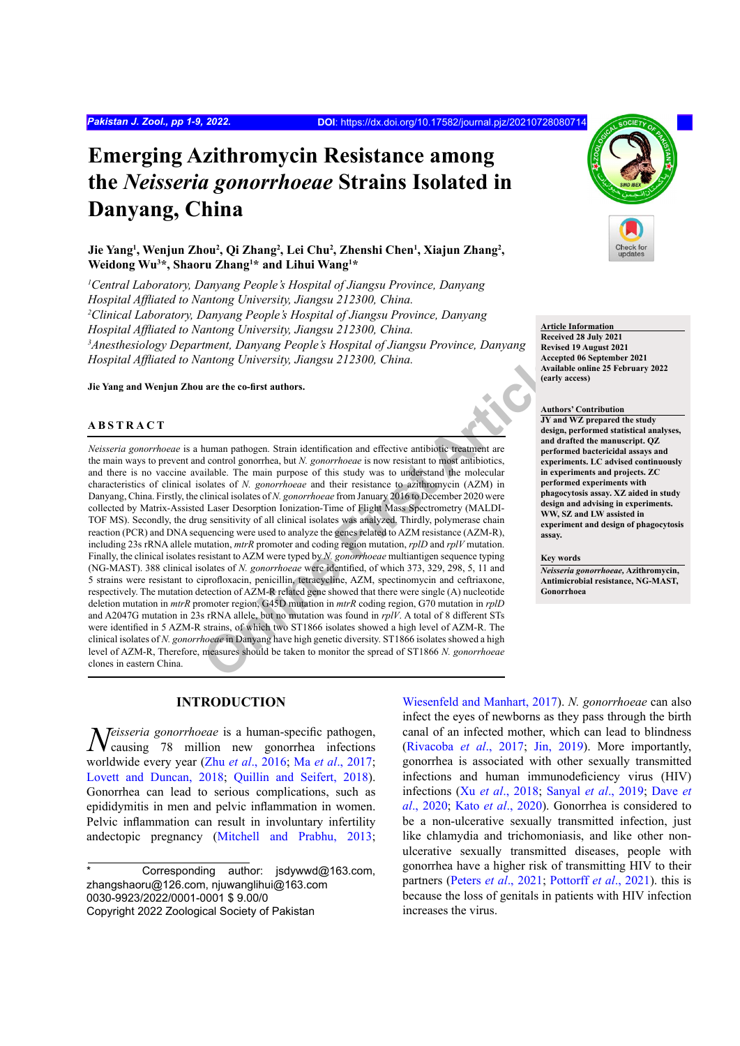# Emerging Azithromycin Resistance among the *Neisseria gonorrhoeae* Strains Isolated in Danyang, China

**Jie Yang[1], Wenjun Zhou[2], Qi Zhang[2], Lei Chu[2], Zhenshi Chen[1], Xiajun Zhang[2], Weidong Wu[3]\*, Shaoru Zhang[1]\* and Lihui Wang[1]\***

*[1]Central Laboratory, Danyang People's Hospital of Jiangsu Province, Danyang Hospital Affliated to Nantong University, Jiangsu 212300, China.*
*[2]Clinical Laboratory, Danyang People's Hospital of Jiangsu Province, Danyang Hospital Affliated to Nantong University, Jiangsu 212300, China.*
*[3]Anesthesiology Department, Danyang People's Hospital of Jiangsu Province, Danyang Hospital Affliated to Nantong University, Jiangsu 212300, China.*

**Jie Yang and Wenjun Zhou are the co-first authors.**

**Article Information**
**Received 28 July 2021**
**Revised 19 August 2021**
**Accepted 06 September 2021**
**Available online 25 February 2022 (early access)**

**Authors' Contribution**
**JY and WZ prepared the study design, performed statistical analyses, and drafted the manuscript. QZ performed bactericidal assays and experiments. LC advised continuously in experiments and projects. ZC performed experiments with phagocytosis assay. XZ aided in study design and advising in experiments. WW, SZ and LW assisted in experiment and design of phagocytosis assay.**

**Key words**
***Neisseria gonorrhoeae*, Azithromycin, Antimicrobial resistance, NG-MAST, Gonorrhoea**

## ABSTRACT

*Neisseria gonorrhoeae* is a human pathogen. Strain identification and effective antibiotic treatment are the main ways to prevent and control gonorrhea, but *N. gonorrhoeae* is now resistant to most antibiotics, and there is no vaccine available. The main purpose of this study was to understand the molecular characteristics of clinical isolates of *N. gonorrhoeae* and their resistance to azithromycin (AZM) in Danyang, China. Firstly, the clinical isolates of *N. gonorrhoeae* from January 2016 to December 2020 were collected by Matrix-Assisted Laser Desorption Ionization-Time of Flight Mass Spectrometry (MALDI-TOF MS). Secondly, the drug sensitivity of all clinical isolates was analyzed. Thirdly, polymerase chain reaction (PCR) and DNA sequencing were used to analyze the genes related to AZM resistance (AZM-R), including 23s rRNA allele mutation, *mtrR* promoter and coding region mutation, *rplD* and *rplV* mutation. Finally, the clinical isolates resistant to AZM were typed by *N. gonorrhoeae* multiantigen sequence typing (NG-MAST). 388 clinical isolates of *N. gonorrhoeae* were identified, of which 373, 329, 298, 5, 11 and 5 strains were resistant to ciprofloxacin, penicillin, tetracycline, AZM, spectinomycin and ceftriaxone, respectively. The mutation detection of AZM-R related gene showed that there were single (A) nucleotide deletion mutation in *mtrR* promoter region, G45D mutation in *mtrR* coding region, G70 mutation in *rplD* and A2047G mutation in 23s rRNA allele, but no mutation was found in *rplV*. A total of 8 different STs were identified in 5 AZM-R strains, of which two ST1866 isolates showed a high level of AZM-R. The clinical isolates of *N. gonorrhoeae* in Danyang have high genetic diversity. ST1866 isolates showed a high level of AZM-R, Therefore, measures should be taken to monitor the spread of ST1866 *N. gonorrhoeae* clones in eastern China.

## INTRODUCTION

*Neisseria gonorrhoeae* is a human-specific pathogen, causing 78 million new gonorrhea infections worldwide every year (Zhu *et al*., 2016; Ma *et al*., 2017; Lovett and Duncan, 2018; Quillin and Seifert, 2018). Gonorrhea can lead to serious complications, such as epididymitis in men and pelvic inflammation in women. Pelvic inflammation can result in involuntary infertility andectopic pregnancy (Mitchell and Prabhu, 2013; Wiesenfeld and Manhart, 2017). *N. gonorrhoeae* can also infect the eyes of newborns as they pass through the birth canal of an infected mother, which can lead to blindness (Rivacoba *et al*., 2017; Jin, 2019). More importantly, gonorrhea is associated with other sexually transmitted infections and human immunodeficiency virus (HIV) infections (Xu *et al*., 2018; Sanyal *et al*., 2019; Dave *et al*., 2020; Kato *et al*., 2020). Gonorrhea is considered to be a non-ulcerative sexually transmitted infection, just like chlamydia and trichomoniasis, and like other non-ulcerative sexually transmitted diseases, people with gonorrhea have a higher risk of transmitting HIV to their partners (Peters *et al*., 2021; Potthoff *et al*., 2021). this is because the loss of genitals in patients with HIV infection increases the virus.

\* Corresponding author: jsdywwd@163.com, zhangshaoru@126.com, njuwanglihui@163.com
0030-9923/2022/0001-0001 $ 9.00/0
Copyright 2022 Zoological Society of Pakistan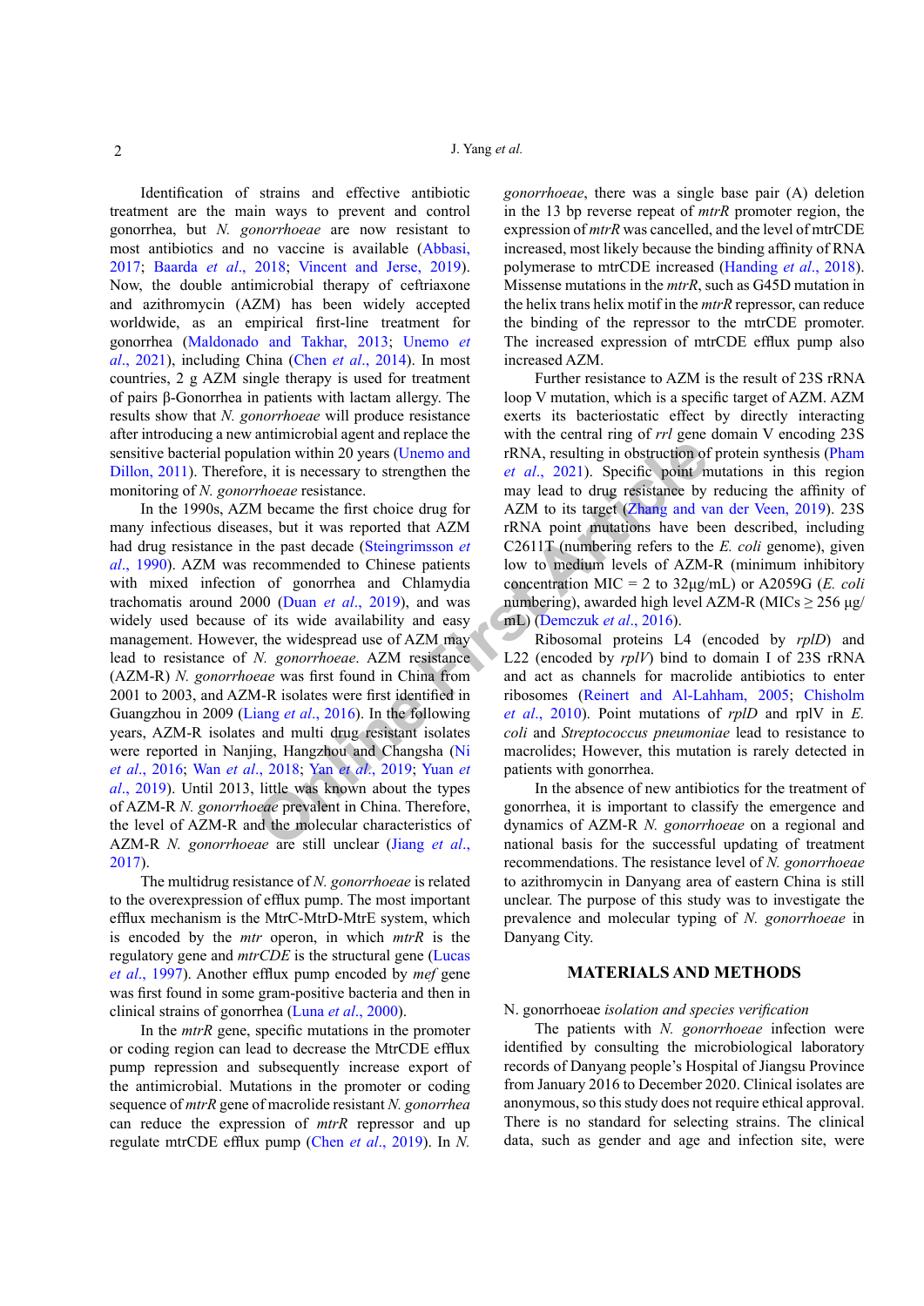Identification of strains and effective antibiotic treatment are the main ways to prevent and control gonorrhea, but *N. gonorrhoeae* are now resistant to most antibiotics and no vaccine is available (Abbasi, 2017; Baarda *et al*., 2018; Vincent and Jerse, 2019). Now, the double antimicrobial therapy of ceftriaxone and azithromycin (AZM) has been widely accepted worldwide, as an empirical first-line treatment for gonorrhea (Maldonado and Takhar, 2013; Unemo *et al*., 2021), including China (Chen *et al*., 2014). In most countries, 2 g AZM single therapy is used for treatment of pairs β-Gonorrhea in patients with lactam allergy. The results show that *N. gonorrhoeae* will produce resistance after introducing a new antimicrobial agent and replace the sensitive bacterial population within 20 years (Unemo and Dillon, 2011). Therefore, it is necessary to strengthen the monitoring of *N. gonorrhoeae* resistance.

In the 1990s, AZM became the first choice drug for many infectious diseases, but it was reported that AZM had drug resistance in the past decade (Steingrimsson *et al*., 1990). AZM was recommended to Chinese patients with mixed infection of gonorrhea and Chlamydia trachomatis around 2000 (Duan *et al*., 2019), and was widely used because of its wide availability and easy management. However, the widespread use of AZM may lead to resistance of *N. gonorrhoeae*. AZM resistance (AZM-R) *N. gonorrhoeae* was first found in China from 2001 to 2003, and AZM-R isolates were first identified in Guangzhou in 2009 (Liang *et al*., 2016). In the following years, AZM-R isolates and multi drug resistant isolates were reported in Nanjing, Hangzhou and Changsha (Ni *et al*., 2016; Wan *et al*., 2018; Yan *et al*., 2019; Yuan *et al*., 2019). Until 2013, little was known about the types of AZM-R *N. gonorrhoeae* prevalent in China. Therefore, the level of AZM-R and the molecular characteristics of AZM-R *N. gonorrhoeae* are still unclear (Jiang *et al*., 2017).

The multidrug resistance of *N. gonorrhoeae* is related to the overexpression of efflux pump. The most important efflux mechanism is the MtrC-MtrD-MtrE system, which is encoded by the *mtr* operon, in which *mtrR* is the regulatory gene and *mtrCDE* is the structural gene (Lucas *et al*., 1997). Another efflux pump encoded by *mef* gene was first found in some gram-positive bacteria and then in clinical strains of gonorrhea (Luna *et al*., 2000).

In the *mtrR* gene, specific mutations in the promoter or coding region can lead to decrease the MtrCDE efflux pump repression and subsequently increase export of the antimicrobial. Mutations in the promoter or coding sequence of *mtrR* gene of macrolide resistant *N. gonorrhea* can reduce the expression of *mtrR* repressor and up regulate mtrCDE efflux pump (Chen *et al*., 2019). In *N. gonorrhoeae*, there was a single base pair (A) deletion in the 13 bp reverse repeat of *mtrR* promoter region, the expression of *mtrR* was cancelled, and the level of mtrCDE increased, most likely because the binding affinity of RNA polymerase to mtrCDE increased (Handing *et al*., 2018). Missense mutations in the *mtrR*, such as G45D mutation in the helix trans helix motif in the *mtrR* repressor, can reduce the binding of the repressor to the mtrCDE promoter. The increased expression of mtrCDE efflux pump also increased AZM.

Further resistance to AZM is the result of 23S rRNA loop V mutation, which is a specific target of AZM. AZM exerts its bacteriostatic effect by directly interacting with the central ring of *rrl* gene domain V encoding 23S rRNA, resulting in obstruction of protein synthesis (Pham *et al*., 2021). Specific point mutations in this region may lead to drug resistance by reducing the affinity of AZM to its target (Zhang and van der Veen, 2019). 23S rRNA point mutations have been described, including C2611T (numbering refers to the *E. coli* genome), given low to medium levels of AZM-R (minimum inhibitory concentration MIC = 2 to 32μg/mL) or A2059G (*E. coli* numbering), awarded high level AZM-R (MICs ≥ 256 μg/mL) (Demczuk *et al*., 2016).

Ribosomal proteins L4 (encoded by *rplD*) and L22 (encoded by *rplV*) bind to domain I of 23S rRNA and act as channels for macrolide antibiotics to enter ribosomes (Reinert and Al-Lahham, 2005; Chisholm *et al*., 2010). Point mutations of *rplD* and rplV in *E. coli* and *Streptococcus pneumoniae* lead to resistance to macrolides; However, this mutation is rarely detected in patients with gonorrhea.

In the absence of new antibiotics for the treatment of gonorrhea, it is important to classify the emergence and dynamics of AZM-R *N. gonorrhoeae* on a regional and national basis for the successful updating of treatment recommendations. The resistance level of *N. gonorrhoeae* to azithromycin in Danyang area of eastern China is still unclear. The purpose of this study was to investigate the prevalence and molecular typing of *N. gonorrhoeae* in Danyang City.

## MATERIALS AND METHODS

*N. gonorrhoeae isolation and species verification*

The patients with *N. gonorrhoeae* infection were identified by consulting the microbiological laboratory records of Danyang people's Hospital of Jiangsu Province from January 2016 to December 2020. Clinical isolates are anonymous, so this study does not require ethical approval. There is no standard for selecting strains. The clinical data, such as gender and age and infection site, were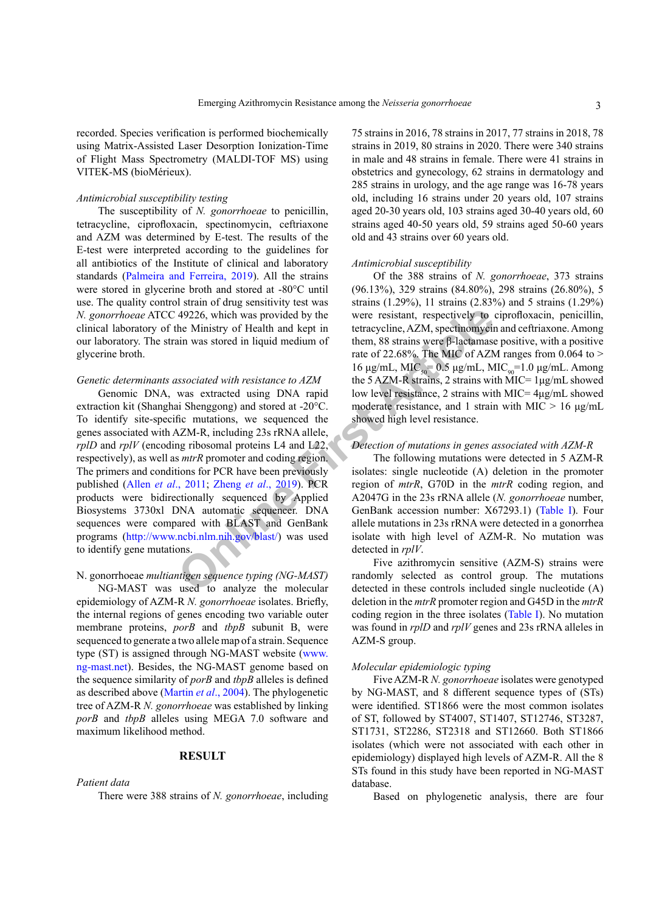recorded. Species verification is performed biochemically using Matrix-Assisted Laser Desorption Ionization-Time of Flight Mass Spectrometry (MALDI-TOF MS) using VITEK-MS (bioMérieux).

*Antimicrobial susceptibility testing*

The susceptibility of *N. gonorrhoeae* to penicillin, tetracycline, ciprofloxacin, spectinomycin, ceftriaxone and AZM was determined by E-test. The results of the E-test were interpreted according to the guidelines for all antibiotics of the Institute of clinical and laboratory standards (Palmeira and Ferreira, 2019). All the strains were stored in glycerine broth and stored at -80°C until use. The quality control strain of drug sensitivity test was *N. gonorrhoeae* ATCC 49226, which was provided by the clinical laboratory of the Ministry of Health and kept in our laboratory. The strain was stored in liquid medium of glycerine broth.

*Genetic determinants associated with resistance to AZM*

Genomic DNA, was extracted using DNA rapid extraction kit (Shanghai Shenggong) and stored at -20°C. To identify site-specific mutations, we sequenced the genes associated with AZM-R, including 23s rRNA allele, *rplD* and *rplV* (encoding ribosomal proteins L4 and L22, respectively), as well as *mtrR* promoter and coding region. The primers and conditions for PCR have been previously published (Allen *et al*., 2011; Zheng *et al*., 2019). PCR products were bidirectionally sequenced by Applied Biosystems 3730xl DNA automatic sequencer. DNA sequences were compared with BLAST and GenBank programs (http://www.ncbi.nlm.nih.gov/blast/) was used to identify gene mutations.

N. gonorrhoeae *multiantigen sequence typing (NG-MAST)*

NG-MAST was used to analyze the molecular epidemiology of AZM-R *N. gonorrhoeae* isolates. Briefly, the internal regions of genes encoding two variable outer membrane proteins, *porB* and *tbpB* subunit B, were sequenced to generate a two allele map of a strain. Sequence type (ST) is assigned through NG-MAST website (www.ng-mast.net). Besides, the NG-MAST genome based on the sequence similarity of *porB* and *tbpB* alleles is defined as described above (Martin *et al*., 2004). The phylogenetic tree of AZM-R *N. gonorrhoeae* was established by linking *porB* and *tbpB* alleles using MEGA 7.0 software and maximum likelihood method.

## RESULT

*Patient data*

There were 388 strains of *N. gonorrhoeae*, including 75 strains in 2016, 78 strains in 2017, 77 strains in 2018, 78 strains in 2019, 80 strains in 2020. There were 340 strains in male and 48 strains in female. There were 41 strains in obstetrics and gynecology, 62 strains in dermatology and 285 strains in urology, and the age range was 16-78 years old, including 16 strains under 20 years old, 107 strains aged 20-30 years old, 103 strains aged 30-40 years old, 60 strains aged 40-50 years old, 59 strains aged 50-60 years old and 43 strains over 60 years old.

*Antimicrobial susceptibility*

Of the 388 strains of *N. gonorrhoeae*, 373 strains (96.13%), 329 strains (84.80%), 298 strains (26.80%), 5 strains (1.29%), 11 strains (2.83%) and 5 strains (1.29%) were resistant, respectively to ciprofloxacin, penicillin, tetracycline, AZM, spectinomycin and ceftriaxone. Among them, 88 strains were β-lactamase positive, with a positive rate of 22.68%. The MIC of AZM ranges from 0.064 to > 16 μg/mL, $MIC_{50}$= 0.5 μg/mL, $MIC_{90}$=1.0 μg/mL. Among the 5 AZM-R strains, 2 strains with MIC= 1μg/mL showed low level resistance, 2 strains with MIC= 4μg/mL showed moderate resistance, and 1 strain with MIC > 16 μg/mL showed high level resistance.

*Detection of mutations in genes associated with AZM-R*

The following mutations were detected in 5 AZM-R isolates: single nucleotide (A) deletion in the promoter region of *mtrR*, G70D in the *mtrR* coding region, and A2047G in the 23s rRNA allele (*N. gonorrhoeae* number, GenBank accession number: X67293.1) (Table I). Four allele mutations in 23s rRNA were detected in a gonorrhea isolate with high level of AZM-R. No mutation was detected in *rplV*.

Five azithromycin sensitive (AZM-S) strains were randomly selected as control group. The mutations detected in these controls included single nucleotide (A) deletion in the *mtrR* promoter region and G45D in the *mtrR* coding region in the three isolates (Table I). No mutation was found in *rplD* and *rplV* genes and 23s rRNA alleles in AZM-S group.

*Molecular epidemiologic typing*

Five AZM-R *N. gonorrhoeae* isolates were genotyped by NG-MAST, and 8 different sequence types of (STs) were identified. ST1866 were the most common isolates of ST, followed by ST4007, ST1407, ST12746, ST3287, ST1731, ST2286, ST2318 and ST12660. Both ST1866 isolates (which were not associated with each other in epidemiology) displayed high levels of AZM-R. All the 8 STs found in this study have been reported in NG-MAST database.

Based on phylogenetic analysis, there are four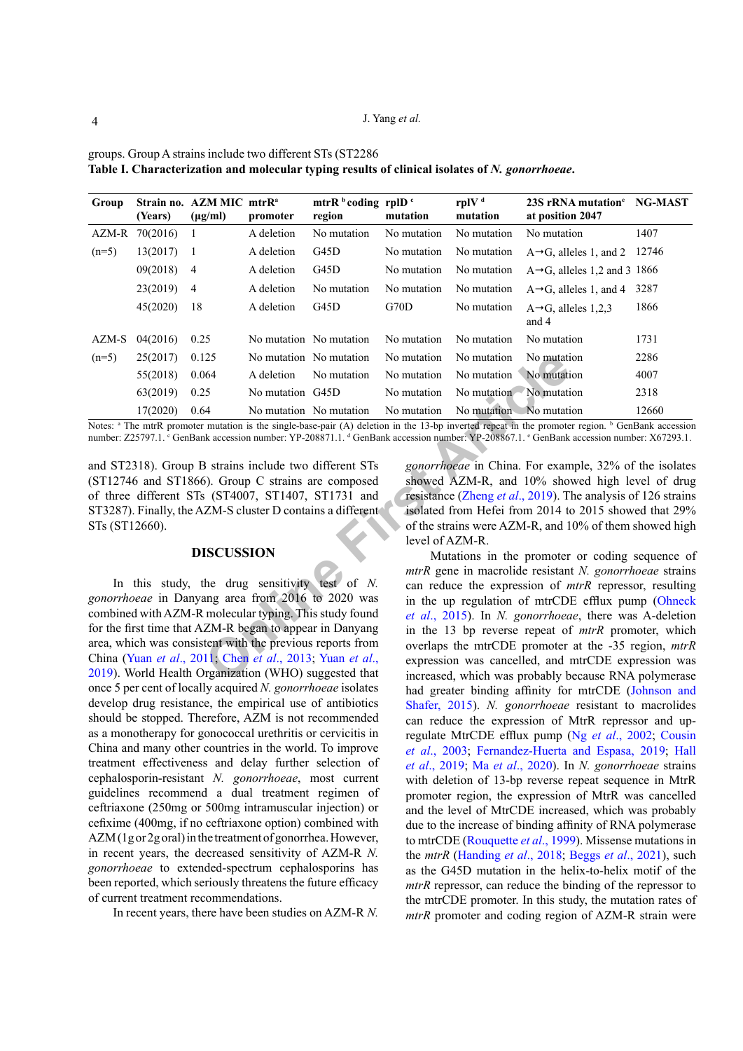groups. Group A strains include two different STs (ST2286

**Table I. Characterization and molecular typing results of clinical isolates of *N. gonorrhoeae*.**

| Group | Strain no. (Years) | AZM MIC (μg/ml) | mtrR[a] promoter | mtrR [b] coding region | rplD [c] mutation | rplV [d] mutation | 23S rRNA mutation[e] at position 2047 | NG-MAST |
|---|---|---|---|---|---|---|---|---|
| AZM-R | 70(2016) | 1 | A deletion | No mutation | No mutation | No mutation | No mutation | 1407 |
| (n=5) | 13(2017) | 1 | A deletion | G45D | No mutation | No mutation | A→G, alleles 1, and 2 | 12746 |
| | 09(2018) | 4 | A deletion | G45D | No mutation | No mutation | A→G, alleles 1,2 and 3 | 1866 |
| | 23(2019) | 4 | A deletion | No mutation | No mutation | No mutation | A→G, alleles 1, and 4 | 3287 |
| | 45(2020) | 18 | A deletion | G45D | G70D | No mutation | A→G, alleles 1,2,3 and 4 | 1866 |
| AZM-S | 04(2016) | 0.25 | No mutation | No mutation | No mutation | No mutation | No mutation | 1731 |
| (n=5) | 25(2017) | 0.125 | No mutation | No mutation | No mutation | No mutation | No mutation | 2286 |
| | 55(2018) | 0.064 | A deletion | No mutation | No mutation | No mutation | No mutation | 4007 |
| | 63(2019) | 0.25 | No mutation | G45D | No mutation | No mutation | No mutation | 2318 |
| | 17(2020) | 0.64 | No mutation | No mutation | No mutation | No mutation | No mutation | 12660 |

Notes: [a] The mtrR promoter mutation is the single-base-pair (A) deletion in the 13-bp inverted repeat in the promoter region. [b] GenBank accession number: Z25797.1. [c] GenBank accession number: YP-208871.1. [d] GenBank accession number: YP-208867.1. [e] GenBank accession number: X67293.1.

and ST2318). Group B strains include two different STs (ST12746 and ST1866). Group C strains are composed of three different STs (ST4007, ST1407, ST1731 and ST3287). Finally, the AZM-S cluster D contains a different STs (ST12660).

## DISCUSSION

In this study, the drug sensitivity test of *N. gonorrhoeae* in Danyang area from 2016 to 2020 was combined with AZM-R molecular typing. This study found for the first time that AZM-R began to appear in Danyang area, which was consistent with the previous reports from China (Yuan *et al*., 2011; Chen *et al*., 2013; Yuan *et al*., 2019). World Health Organization (WHO) suggested that once 5 per cent of locally acquired *N. gonorrhoeae* isolates develop drug resistance, the empirical use of antibiotics should be stopped. Therefore, AZM is not recommended as a monotherapy for gonococcal urethritis or cervicitis in China and many other countries in the world. To improve treatment effectiveness and delay further selection of cephalosporin-resistant *N. gonorrhoeae*, most current guidelines recommend a dual treatment regimen of ceftriaxone (250mg or 500mg intramuscular injection) or cefixime (400mg, if no ceftriaxone option) combined with AZM (1g or 2g oral) in the treatment of gonorrhea. However, in recent years, the decreased sensitivity of AZM-R *N. gonorrhoeae* to extended-spectrum cephalosporins has been reported, which seriously threatens the future efficacy of current treatment recommendations.

In recent years, there have been studies on AZM-R *N. gonorrhoeae* in China. For example, 32% of the isolates showed AZM-R, and 10% showed high level of drug resistance (Zheng *et al*., 2019). The analysis of 126 strains isolated from Hefei from 2014 to 2015 showed that 29% of the strains were AZM-R, and 10% of them showed high level of AZM-R.

Mutations in the promoter or coding sequence of *mtrR* gene in macrolide resistant *N. gonorrhoeae* strains can reduce the expression of *mtrR* repressor, resulting in the up regulation of mtrCDE efflux pump (Ohneck *et al*., 2015). In *N. gonorrhoeae*, there was A-deletion in the 13 bp reverse repeat of *mtrR* promoter, which overlaps the mtrCDE promoter at the -35 region, *mtrR* expression was cancelled, and mtrCDE expression was increased, which was probably because RNA polymerase had greater binding affinity for mtrCDE (Johnson and Shafer, 2015). *N. gonorrhoeae* resistant to macrolides can reduce the expression of MtrR repressor and up-regulate MtrCDE efflux pump (Ng *et al*., 2002; Cousin *et al*., 2003; Fernandez-Huerta and Espasa, 2019; Hall *et al*., 2019; Ma *et al*., 2020). In *N. gonorrhoeae* strains with deletion of 13-bp reverse repeat sequence in MtrR promoter region, the expression of MtrR was cancelled and the level of MtrCDE increased, which was probably due to the increase of binding affinity of RNA polymerase to mtrCDE (Rouquette *et al*., 1999). Missense mutations in the *mtrR* (Handing *et al*., 2018; Beggs *et al*., 2021), such as the G45D mutation in the helix-to-helix motif of the *mtrR* repressor, can reduce the binding of the repressor to the mtrCDE promoter. In this study, the mutation rates of *mtrR* promoter and coding region of AZM-R strain were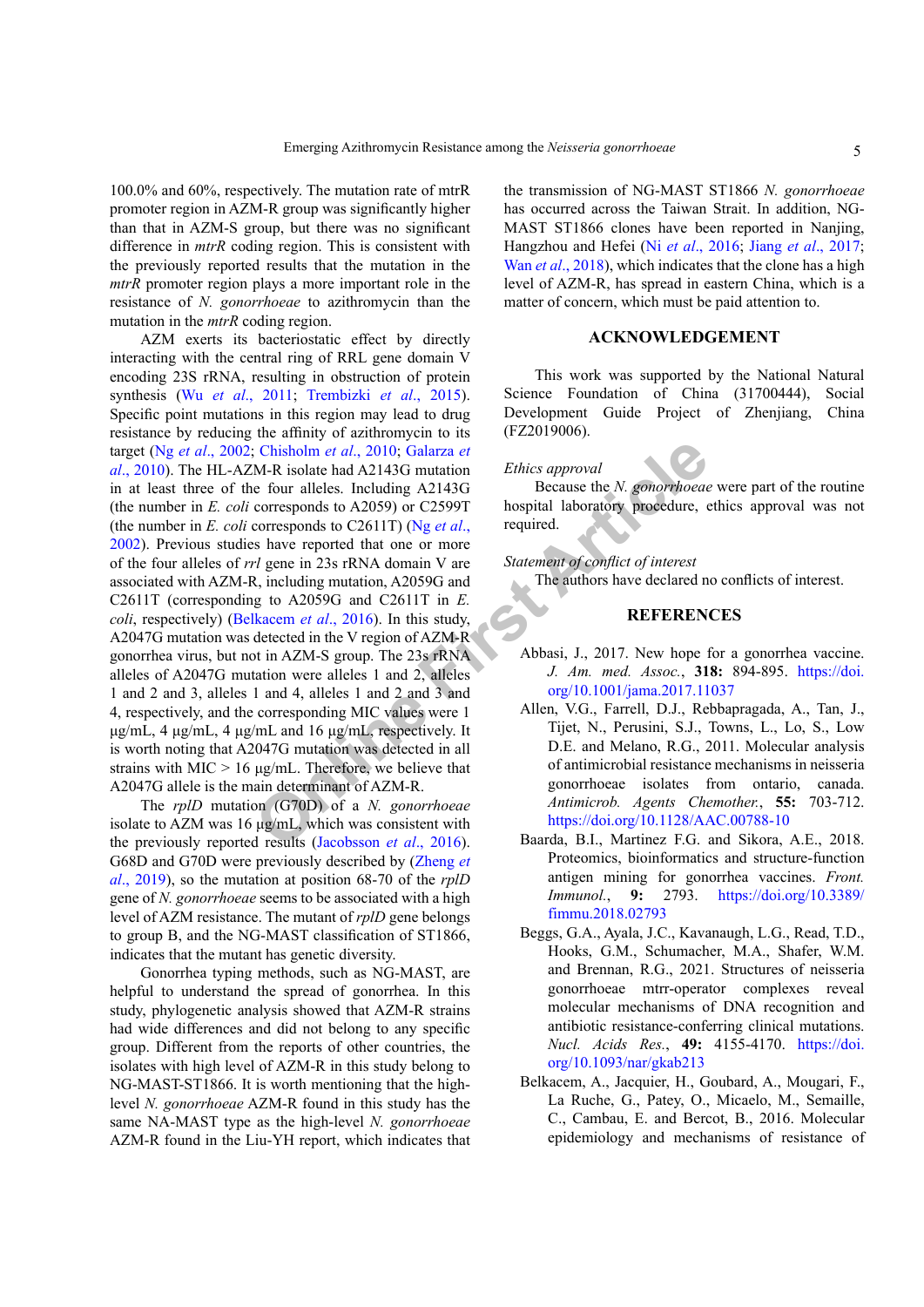100.0% and 60%, respectively. The mutation rate of mtrR promoter region in AZM-R group was significantly higher than that in AZM-S group, but there was no significant difference in *mtrR* coding region. This is consistent with the previously reported results that the mutation in the *mtrR* promoter region plays a more important role in the resistance of *N. gonorrhoeae* to azithromycin than the mutation in the *mtrR* coding region.

AZM exerts its bacteriostatic effect by directly interacting with the central ring of RRL gene domain V encoding 23S rRNA, resulting in obstruction of protein synthesis (Wu *et al*., 2011; Trembizki *et al*., 2015). Specific point mutations in this region may lead to drug resistance by reducing the affinity of azithromycin to its target (Ng *et al*., 2002; Chisholm *et al*., 2010; Galarza *et al*., 2010). The HL-AZM-R isolate had A2143G mutation in at least three of the four alleles. Including A2143G (the number in *E. coli* corresponds to A2059) or C2599T (the number in *E. coli* corresponds to C2611T) (Ng *et al*., 2002). Previous studies have reported that one or more of the four alleles of *rrl* gene in 23s rRNA domain V are associated with AZM-R, including mutation, A2059G and C2611T (corresponding to A2059G and C2611T in *E. coli*, respectively) (Belkacem *et al*., 2016). In this study, A2047G mutation was detected in the V region of AZM-R gonorrhea virus, but not in AZM-S group. The 23s rRNA alleles of A2047G mutation were alleles 1 and 2, alleles 1 and 2 and 3, alleles 1 and 4, alleles 1 and 2 and 3 and 4, respectively, and the corresponding MIC values were 1 μg/mL, 4 μg/mL, 4 μg/mL and 16 μg/mL, respectively. It is worth noting that A2047G mutation was detected in all strains with MIC > 16 μg/mL. Therefore, we believe that A2047G allele is the main determinant of AZM-R.

The *rplD* mutation (G70D) of a *N. gonorrhoeae* isolate to AZM was 16 μg/mL, which was consistent with the previously reported results (Jacobsson *et al*., 2016). G68D and G70D were previously described by (Zheng *et al*., 2019), so the mutation at position 68-70 of the *rplD* gene of *N. gonorrhoeae* seems to be associated with a high level of AZM resistance. The mutant of *rplD* gene belongs to group B, and the NG-MAST classification of ST1866, indicates that the mutant has genetic diversity.

Gonorrhea typing methods, such as NG-MAST, are helpful to understand the spread of gonorrhea. In this study, phylogenetic analysis showed that AZM-R strains had wide differences and did not belong to any specific group. Different from the reports of other countries, the isolates with high level of AZM-R in this study belong to NG-MAST-ST1866. It is worth mentioning that the high-level *N. gonorrhoeae* AZM-R found in this study has the same NA-MAST type as the high-level *N. gonorrhoeae* AZM-R found in the Liu-YH report, which indicates that the transmission of NG-MAST ST1866 *N. gonorrhoeae* has occurred across the Taiwan Strait. In addition, NG-MAST ST1866 clones have been reported in Nanjing, Hangzhou and Hefei (Ni *et al*., 2016; Jiang *et al*., 2017; Wan *et al*., 2018), which indicates that the clone has a high level of AZM-R, has spread in eastern China, which is a matter of concern, which must be paid attention to.

## ACKNOWLEDGEMENT

This work was supported by the National Natural Science Foundation of China (31700444), Social Development Guide Project of Zhenjiang, China (FZ2019006).

*Ethics approval*

Because the *N. gonorrhoeae* were part of the routine hospital laboratory procedure, ethics approval was not required.

*Statement of conflict of interest*

The authors have declared no conflicts of interest.

## REFERENCES

Abbasi, J., 2017. New hope for a gonorrhea vaccine. *J. Am. med. Assoc.*, **318:** 894-895. https://doi.org/10.1001/jama.2017.11037

Allen, V.G., Farrell, D.J., Rebbapragada, A., Tan, J., Tijet, N., Perusini, S.J., Towns, L., Lo, S., Low D.E. and Melano, R.G., 2011. Molecular analysis of antimicrobial resistance mechanisms in neisseria gonorrhoeae isolates from ontario, canada. *Antimicrob. Agents Chemother.*, **55:** 703-712. https://doi.org/10.1128/AAC.00788-10

Baarda, B.I., Martinez F.G. and Sikora, A.E., 2018. Proteomics, bioinformatics and structure-function antigen mining for gonorrhea vaccines. *Front. Immunol.*, **9:** 2793. https://doi.org/10.3389/fimmu.2018.02793

Beggs, G.A., Ayala, J.C., Kavanaugh, L.G., Read, T.D., Hooks, G.M., Schumacher, M.A., Shafer, W.M. and Brennan, R.G., 2021. Structures of neisseria gonorrhoeae mtrr-operator complexes reveal molecular mechanisms of DNA recognition and antibiotic resistance-conferring clinical mutations. *Nucl. Acids Res.*, **49:** 4155-4170. https://doi.org/10.1093/nar/gkab213

Belkacem, A., Jacquier, H., Goubard, A., Mougari, F., La Ruche, G., Patey, O., Micaelo, M., Semaille, C., Cambau, E. and Bercot, B., 2016. Molecular epidemiology and mechanisms of resistance of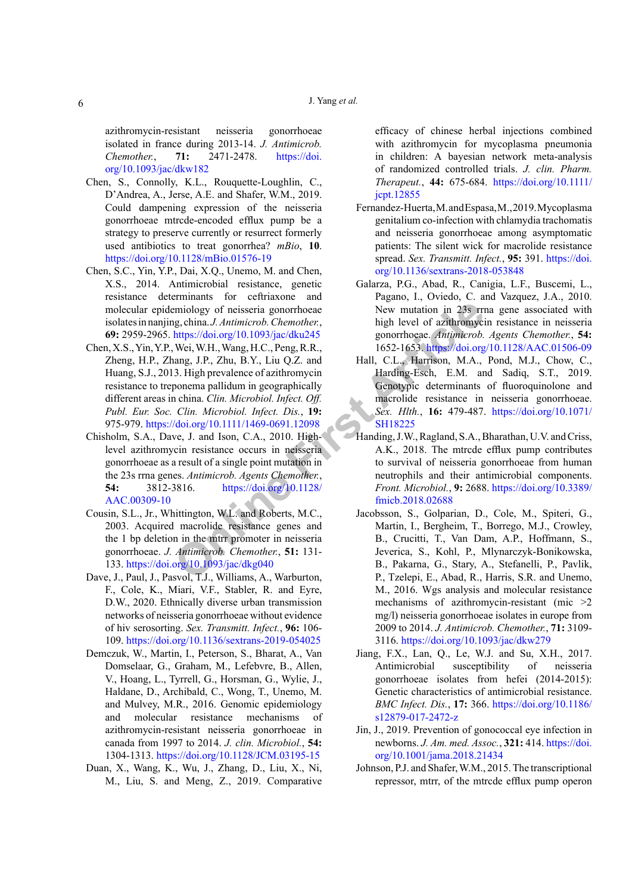azithromycin-resistant neisseria gonorrhoeae isolated in france during 2013-14. *J. Antimicrob. Chemother.*, **71:** 2471-2478. https://doi.org/10.1093/jac/dkw182

Chen, S., Connolly, K.L., Rouquette-Loughlin, C., D'Andrea, A., Jerse, A.E. and Shafer, W.M., 2019. Could dampening expression of the neisseria gonorrhoeae mtrcde-encoded efflux pump be a strategy to preserve currently or resurrect formerly used antibiotics to treat gonorrhea? *mBio*, **10**. https://doi.org/10.1128/mBio.01576-19

Chen, S.C., Yin, Y.P., Dai, X.Q., Unemo, M. and Chen, X.S., 2014. Antimicrobial resistance, genetic resistance determinants for ceftriaxone and molecular epidemiology of neisseria gonorrhoeae isolates in nanjing, china. *J. Antimicrob. Chemother.*, **69:** 2959-2965. https://doi.org/10.1093/jac/dku245

Chen, X.S., Yin, Y.P., Wei, W.H., Wang, H.C., Peng, R.R., Zheng, H.P., Zhang, J.P., Zhu, B.Y., Liu Q.Z. and Huang, S.J., 2013. High prevalence of azithromycin resistance to treponema pallidum in geographically different areas in china. *Clin. Microbiol. Infect. Off. Publ. Eur. Soc. Clin. Microbiol. Infect. Dis.*, **19:** 975-979. https://doi.org/10.1111/1469-0691.12098

Chisholm, S.A., Dave, J. and Ison, C.A., 2010. High-level azithromycin resistance occurs in neisseria gonorrhoeae as a result of a single point mutation in the 23s rrna genes. *Antimicrob. Agents Chemother.*, **54:** 3812-3816. https://doi.org/10.1128/AAC.00309-10

Cousin, S.L., Jr., Whittington, W.L. and Roberts, M.C., 2003. Acquired macrolide resistance genes and the 1 bp deletion in the mtrr promoter in neisseria gonorrhoeae. *J. Antimicrob. Chemother.*, **51:** 131-133. https://doi.org/10.1093/jac/dkg040

Dave, J., Paul, J., Pasvol, T.J., Williams, A., Warburton, F., Cole, K., Miari, V.F., Stabler, R. and Eyre, D.W., 2020. Ethnically diverse urban transmission networks of neisseria gonorrhoeae without evidence of hiv serosorting. *Sex. Transmitt. Infect.*, **96:** 106-109. https://doi.org/10.1136/sextrans-2019-054025

Demczuk, W., Martin, I., Peterson, S., Bharat, A., Van Domselaar, G., Graham, M., Lefebvre, B., Allen, V., Hoang, L., Tyrrell, G., Horsman, G., Wylie, J., Haldane, D., Archibald, C., Wong, T., Unemo, M. and Mulvey, M.R., 2016. Genomic epidemiology and molecular resistance mechanisms of azithromycin-resistant neisseria gonorrhoeae in canada from 1997 to 2014. *J. clin. Microbiol.*, **54:** 1304-1313. https://doi.org/10.1128/JCM.03195-15

Duan, X., Wang, K., Wu, J., Zhang, D., Liu, X., Ni, M., Liu, S. and Meng, Z., 2019. Comparative efficacy of chinese herbal injections combined with azithromycin for mycoplasma pneumonia in children: A bayesian network meta-analysis of randomized controlled trials. *J. clin. Pharm. Therapeut.*, **44:** 675-684. https://doi.org/10.1111/jcpt.12855

Fernandez-Huerta, M. and Espasa, M., 2019. Mycoplasma genitalium co-infection with chlamydia trachomatis and neisseria gonorrhoeae among asymptomatic patients: The silent wick for macrolide resistance spread. *Sex. Transmitt. Infect.*, **95:** 391. https://doi.org/10.1136/sextrans-2018-053848

Galarza, P.G., Abad, R., Canigia, L.F., Buscemi, L., Pagano, I., Oviedo, C. and Vazquez, J.A., 2010. New mutation in 23s rrna gene associated with high level of azithromycin resistance in neisseria gonorrhoeae. *Antimicrob. Agents Chemother.*, **54:** 1652-1653. https://doi.org/10.1128/AAC.01506-09

Hall, C.L., Harrison, M.A., Pond, M.J., Chow, C., Harding-Esch, E.M. and Sadiq, S.T., 2019. Genotypic determinants of fluoroquinolone and macrolide resistance in neisseria gonorrhoeae. *Sex. Hlth.*, **16:** 479-487. https://doi.org/10.1071/SH18225

Handing, J.W., Ragland, S.A., Bharathan, U.V. and Criss, A.K., 2018. The mtrcde efflux pump contributes to survival of neisseria gonorrhoeae from human neutrophils and their antimicrobial components. *Front. Microbiol.*, **9:** 2688. https://doi.org/10.3389/fmicb.2018.02688

Jacobsson, S., Golparian, D., Cole, M., Spiteri, G., Martin, I., Bergheim, T., Borrego, M.J., Crowley, B., Crucitti, T., Van Dam, A.P., Hoffmann, S., Jeverica, S., Kohl, P., Mlynarczyk-Bonikowska, B., Pakarna, G., Stary, A., Stefanelli, P., Pavlik, P., Tzelepi, E., Abad, R., Harris, S.R. and Unemo, M., 2016. Wgs analysis and molecular resistance mechanisms of azithromycin-resistant (mic >2 mg/l) neisseria gonorrhoeae isolates in europe from 2009 to 2014. *J. Antimicrob. Chemother.*, **71:** 3109-3116. https://doi.org/10.1093/jac/dkw279

Jiang, F.X., Lan, Q., Le, W.J. and Su, X.H., 2017. Antimicrobial susceptibility of neisseria gonorrhoeae isolates from hefei (2014-2015): Genetic characteristics of antimicrobial resistance. *BMC Infect. Dis.*, **17:** 366. https://doi.org/10.1186/s12879-017-2472-z

Jin, J., 2019. Prevention of gonococcal eye infection in newborns. *J. Am. med. Assoc.*, **321:** 414. https://doi.org/10.1001/jama.2018.21434

Johnson, P.J. and Shafer, W.M., 2015. The transcriptional repressor, mtrr, of the mtrcde efflux pump operon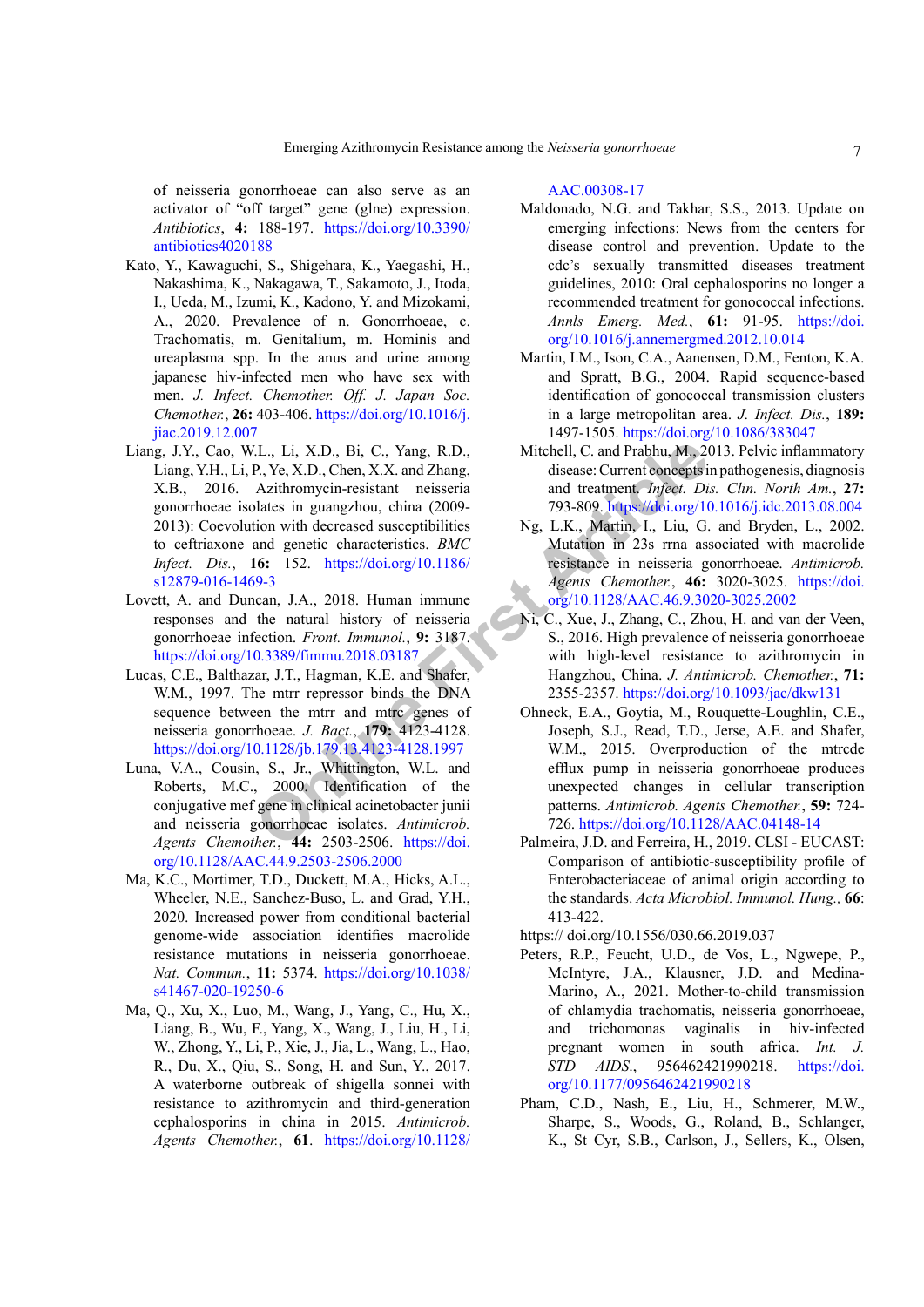of neisseria gonorrhoeae can also serve as an activator of "off target" gene (glne) expression. *Antibiotics*, **4:** 188-197. https://doi.org/10.3390/antibiotics4020188

Kato, Y., Kawaguchi, S., Shigehara, K., Yaegashi, H., Nakashima, K., Nakagawa, T., Sakamoto, J., Itoda, I., Ueda, M., Izumi, K., Kadono, Y. and Mizokami, A., 2020. Prevalence of n. Gonorrhoeae, c. Trachomatis, m. Genitalium, m. Hominis and ureaplasma spp. In the anus and urine among japanese hiv-infected men who have sex with men. *J. Infect. Chemother. Off. J. Japan Soc. Chemother.*, **26:** 403-406. https://doi.org/10.1016/j.jiac.2019.12.007

Liang, J.Y., Cao, W.L., Li, X.D., Bi, C., Yang, R.D., Liang, Y.H., Li, P., Ye, X.D., Chen, X.X. and Zhang, X.B., 2016. Azithromycin-resistant neisseria gonorrhoeae isolates in guangzhou, china (2009-2013): Coevolution with decreased susceptibilities to ceftriaxone and genetic characteristics. *BMC Infect. Dis.*, **16:** 152. https://doi.org/10.1186/s12879-016-1469-3

Lovett, A. and Duncan, J.A., 2018. Human immune responses and the natural history of neisseria gonorrhoeae infection. *Front. Immunol.*, **9:** 3187. https://doi.org/10.3389/fimmu.2018.03187

Lucas, C.E., Balthazar, J.T., Hagman, K.E. and Shafer, W.M., 1997. The mtrr repressor binds the DNA sequence between the mtrr and mtrc genes of neisseria gonorrhoeae. *J. Bact.*, **179:** 4123-4128. https://doi.org/10.1128/jb.179.13.4123-4128.1997

Luna, V.A., Cousin, S., Jr., Whittington, W.L. and Roberts, M.C., 2000. Identification of the conjugative mef gene in clinical acinetobacter junii and neisseria gonorrhoeae isolates. *Antimicrob. Agents Chemother.*, **44:** 2503-2506. https://doi.org/10.1128/AAC.44.9.2503-2506.2000

Ma, K.C., Mortimer, T.D., Duckett, M.A., Hicks, A.L., Wheeler, N.E., Sanchez-Buso, L. and Grad, Y.H., 2020. Increased power from conditional bacterial genome-wide association identifies macrolide resistance mutations in neisseria gonorrhoeae. *Nat. Commun.*, **11:** 5374. https://doi.org/10.1038/s41467-020-19250-6

Ma, Q., Xu, X., Luo, M., Wang, J., Yang, C., Hu, X., Liang, B., Wu, F., Yang, X., Wang, J., Liu, H., Li, W., Zhong, Y., Li, P., Xie, J., Jia, L., Wang, L., Hao, R., Du, X., Qiu, S., Song, H. and Sun, Y., 2017. A waterborne outbreak of shigella sonnei with resistance to azithromycin and third-generation cephalosporins in china in 2015. *Antimicrob. Agents Chemother.*, **61**. https://doi.org/10.1128/AAC.00308-17

Maldonado, N.G. and Takhar, S.S., 2013. Update on emerging infections: News from the centers for disease control and prevention. Update to the cdc's sexually transmitted diseases treatment guidelines, 2010: Oral cephalosporins no longer a recommended treatment for gonococcal infections. *Annls Emerg. Med.*, **61:** 91-95. https://doi.org/10.1016/j.annemergmed.2012.10.014

Martin, I.M., Ison, C.A., Aanensen, D.M., Fenton, K.A. and Spratt, B.G., 2004. Rapid sequence-based identification of gonococcal transmission clusters in a large metropolitan area. *J. Infect. Dis.*, **189:** 1497-1505. https://doi.org/10.1086/383047

Mitchell, C. and Prabhu, M., 2013. Pelvic inflammatory disease: Current concepts in pathogenesis, diagnosis and treatment. *Infect. Dis. Clin. North Am.*, **27:** 793-809. https://doi.org/10.1016/j.idc.2013.08.004

Ng, L.K., Martin, I., Liu, G. and Bryden, L., 2002. Mutation in 23s rrna associated with macrolide resistance in neisseria gonorrhoeae. *Antimicrob. Agents Chemother.*, **46:** 3020-3025. https://doi.org/10.1128/AAC.46.9.3020-3025.2002

Ni, C., Xue, J., Zhang, C., Zhou, H. and van der Veen, S., 2016. High prevalence of neisseria gonorrhoeae with high-level resistance to azithromycin in Hangzhou, China. *J. Antimicrob. Chemother.*, **71:** 2355-2357. https://doi.org/10.1093/jac/dkw131

Ohneck, E.A., Goytia, M., Rouquette-Loughlin, C.E., Joseph, S.J., Read, T.D., Jerse, A.E. and Shafer, W.M., 2015. Overproduction of the mtrcde efflux pump in neisseria gonorrhoeae produces unexpected changes in cellular transcription patterns. *Antimicrob. Agents Chemother.*, **59:** 724-726. https://doi.org/10.1128/AAC.04148-14

Palmeira, J.D. and Ferreira, H., 2019. CLSI - EUCAST: Comparison of antibiotic-susceptibility profile of Enterobacteriaceae of animal origin according to the standards. *Acta Microbiol. Immunol. Hung.*, **66**: 413-422.
https:// doi.org/10.1556/030.66.2019.037

Peters, R.P., Feucht, U.D., de Vos, L., Ngwepe, P., McIntyre, J.A., Klausner, J.D. and Medina-Marino, A., 2021. Mother-to-child transmission of chlamydia trachomatis, neisseria gonorrhoeae, and trichomonas vaginalis in hiv-infected pregnant women in south africa. *Int. J. STD AIDS.*, 956462421990218. https://doi.org/10.1177/0956462421990218

Pham, C.D., Nash, E., Liu, H., Schmerer, M.W., Sharpe, S., Woods, G., Roland, B., Schlanger, K., St Cyr, S.B., Carlson, J., Sellers, K., Olsen,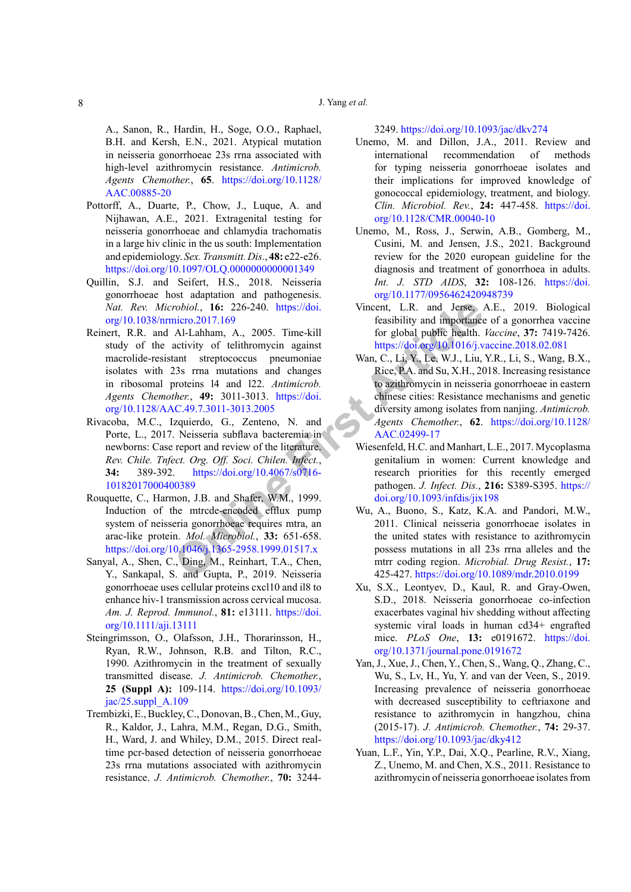A., Sanon, R., Hardin, H., Soge, O.O., Raphael, B.H. and Kersh, E.N., 2021. Atypical mutation in neisseria gonorrhoeae 23s rrna associated with high-level azithromycin resistance. *Antimicrob. Agents Chemother.*, **65**. https://doi.org/10.1128/AAC.00885-20

Pottorff, A., Duarte, P., Chow, J., Luque, A. and Nijhawan, A.E., 2021. Extragenital testing for neisseria gonorrhoeae and chlamydia trachomatis in a large hiv clinic in the us south: Implementation and epidemiology. *Sex. Transmitt. Dis.*, **48:** e22-e26. https://doi.org/10.1097/OLQ.0000000000001349

Quillin, S.J. and Seifert, H.S., 2018. Neisseria gonorrhoeae host adaptation and pathogenesis. *Nat. Rev. Microbiol.*, **16:** 226-240. https://doi.org/10.1038/nrmicro.2017.169

Reinert, R.R. and Al-Lahham, A., 2005. Time-kill study of the activity of telithromycin against macrolide-resistant streptococcus pneumoniae isolates with 23s rrna mutations and changes in ribosomal proteins l4 and l22. *Antimicrob. Agents Chemother.*, **49:** 3011-3013. https://doi.org/10.1128/AAC.49.7.3011-3013.2005

Rivacoba, M.C., Izquierdo, G., Zenteno, N. and Porte, L., 2017. Neisseria subflava bacteremia in newborns: Case report and review of the literature. *Rev. Chile. Tnfect. Org. Off. Soci. Chilen. Infect.*, **34:** 389-392. https://doi.org/10.4067/s0716-10182017000400389

Rouquette, C., Harmon, J.B. and Shafer, W.M., 1999. Induction of the mtrcde-encoded efflux pump system of neisseria gonorrhoeae requires mtra, an arac-like protein. *Mol. Microbiol.*, **33:** 651-658. https://doi.org/10.1046/j.1365-2958.1999.01517.x

Sanyal, A., Shen, C., Ding, M., Reinhart, T.A., Chen, Y., Sankapal, S. and Gupta, P., 2019. Neisseria gonorrhoeae uses cellular proteins cxcl10 and il8 to enhance hiv-1 transmission across cervical mucosa. *Am. J. Reprod. Immunol.*, **81:** e13111. https://doi.org/10.1111/aji.13111

Steingrimsson, O., Olafsson, J.H., Thorarinsson, H., Ryan, R.W., Johnson, R.B. and Tilton, R.C., 1990. Azithromycin in the treatment of sexually transmitted disease. *J. Antimicrob. Chemother.*, **25 (Suppl A):** 109-114. https://doi.org/10.1093/jac/25.suppl_A.109

Trembizki, E., Buckley, C., Donovan, B., Chen, M., Guy, R., Kaldor, J., Lahra, M.M., Regan, D.G., Smith, H., Ward, J. and Whiley, D.M., 2015. Direct real-time pcr-based detection of neisseria gonorrhoeae 23s rrna mutations associated with azithromycin resistance. *J. Antimicrob. Chemother.*, **70:** 3244-3249. https://doi.org/10.1093/jac/dkv274

Unemo, M. and Dillon, J.A., 2011. Review and international recommendation of methods for typing neisseria gonorrhoeae isolates and their implications for improved knowledge of gonococcal epidemiology, treatment, and biology. *Clin. Microbiol. Rev.*, **24:** 447-458. https://doi.org/10.1128/CMR.00040-10

Unemo, M., Ross, J., Serwin, A.B., Gomberg, M., Cusini, M. and Jensen, J.S., 2021. Background review for the 2020 european guideline for the diagnosis and treatment of gonorrhoea in adults. *Int. J. STD AIDS*, **32:** 108-126. https://doi.org/10.1177/0956462420948739

Vincent, L.R. and Jerse, A.E., 2019. Biological feasibility and importance of a gonorrhea vaccine for global public health. *Vaccine*, **37:** 7419-7426. https://doi.org/10.1016/j.vaccine.2018.02.081

Wan, C., Li, Y., Le, W.J., Liu, Y.R., Li, S., Wang, B.X., Rice, P.A. and Su, X.H., 2018. Increasing resistance to azithromycin in neisseria gonorrhoeae in eastern chinese cities: Resistance mechanisms and genetic diversity among isolates from nanjing. *Antimicrob. Agents Chemother.*, **62**. https://doi.org/10.1128/AAC.02499-17

Wiesenfeld, H.C. and Manhart, L.E., 2017. Mycoplasma genitalium in women: Current knowledge and research priorities for this recently emerged pathogen. *J. Infect. Dis.*, **216:** S389-S395. https://doi.org/10.1093/infdis/jix198

Wu, A., Buono, S., Katz, K.A. and Pandori, M.W., 2011. Clinical neisseria gonorrhoeae isolates in the united states with resistance to azithromycin possess mutations in all 23s rrna alleles and the mtrr coding region. *Microbial. Drug Resist.*, **17:** 425-427. https://doi.org/10.1089/mdr.2010.0199

Xu, S.X., Leontyev, D., Kaul, R. and Gray-Owen, S.D., 2018. Neisseria gonorrhoeae co-infection exacerbates vaginal hiv shedding without affecting systemic viral loads in human cd34+ engrafted mice. *PLoS One*, **13:** e0191672. https://doi.org/10.1371/journal.pone.0191672

Yan, J., Xue, J., Chen, Y., Chen, S., Wang, Q., Zhang, C., Wu, S., Lv, H., Yu, Y. and van der Veen, S., 2019. Increasing prevalence of neisseria gonorrhoeae with decreased susceptibility to ceftriaxone and resistance to azithromycin in hangzhou, china (2015-17). *J. Antimicrob. Chemother.*, **74:** 29-37. https://doi.org/10.1093/jac/dky412

Yuan, L.F., Yin, Y.P., Dai, X.Q., Pearline, R.V., Xiang, Z., Unemo, M. and Chen, X.S., 2011. Resistance to azithromycin of neisseria gonorrhoeae isolates from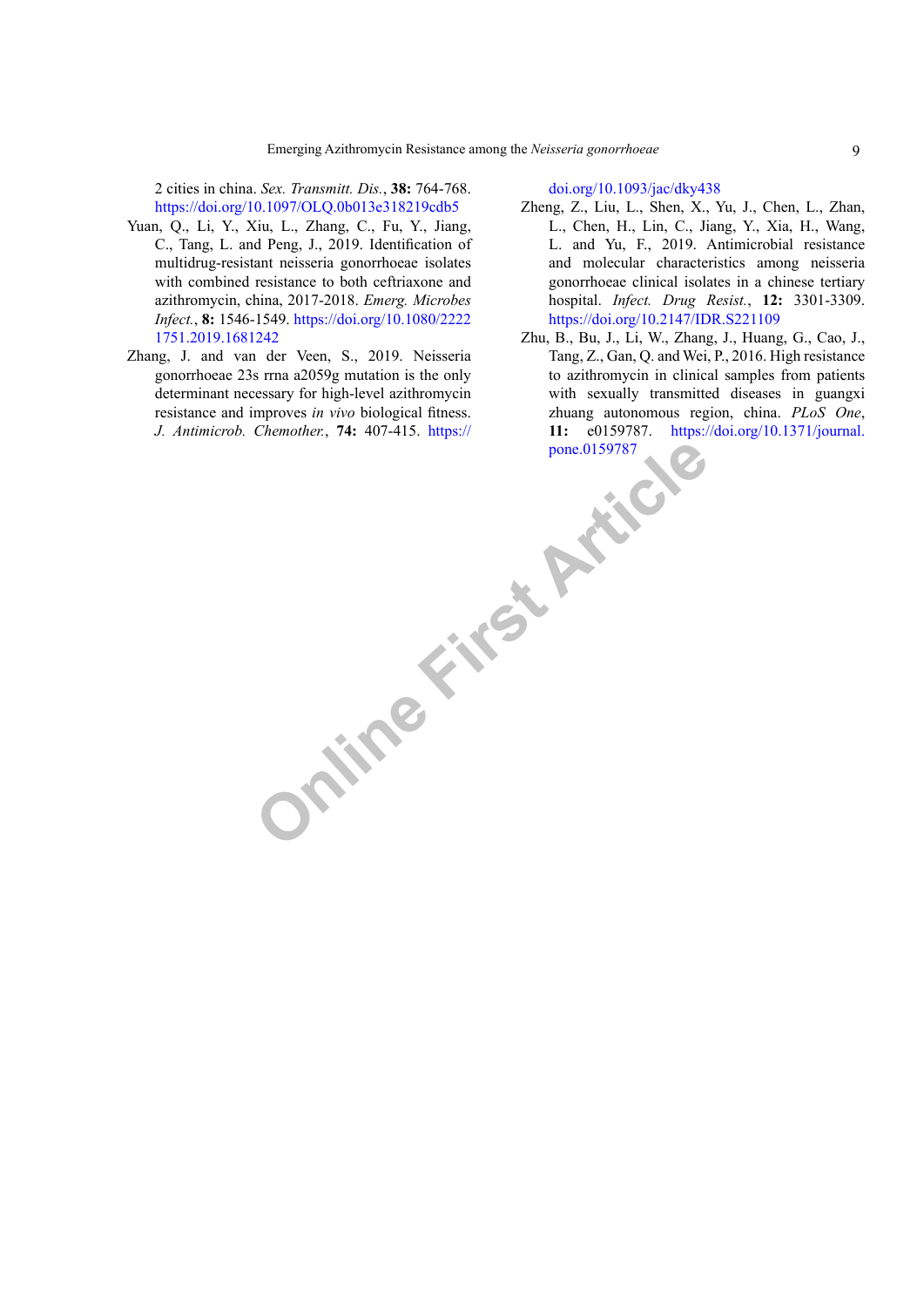2 cities in china. *Sex. Transmitt. Dis.*, **38:** 764-768. https://doi.org/10.1097/OLQ.0b013e318219cdb5

Yuan, Q., Li, Y., Xiu, L., Zhang, C., Fu, Y., Jiang, C., Tang, L. and Peng, J., 2019. Identification of multidrug-resistant neisseria gonorrhoeae isolates with combined resistance to both ceftriaxone and azithromycin, china, 2017-2018. *Emerg. Microbes Infect.*, **8:** 1546-1549. https://doi.org/10.1080/22221751.2019.1681242

Zhang, J. and van der Veen, S., 2019. Neisseria gonorrhoeae 23s rrna a2059g mutation is the only determinant necessary for high-level azithromycin resistance and improves *in vivo* biological fitness. *J. Antimicrob. Chemother.*, **74:** 407-415. https://doi.org/10.1093/jac/dky438

Zheng, Z., Liu, L., Shen, X., Yu, J., Chen, L., Zhan, L., Chen, H., Lin, C., Jiang, Y., Xia, H., Wang, L. and Yu, F., 2019. Antimicrobial resistance and molecular characteristics among neisseria gonorrhoeae clinical isolates in a chinese tertiary hospital. *Infect. Drug Resist.*, **12:** 3301-3309. https://doi.org/10.2147/IDR.S221109

Zhu, B., Bu, J., Li, W., Zhang, J., Huang, G., Cao, J., Tang, Z., Gan, Q. and Wei, P., 2016. High resistance to azithromycin in clinical samples from patients with sexually transmitted diseases in guangxi zhuang autonomous region, china. *PLoS One*, **11:** e0159787. https://doi.org/10.1371/journal.pone.0159787